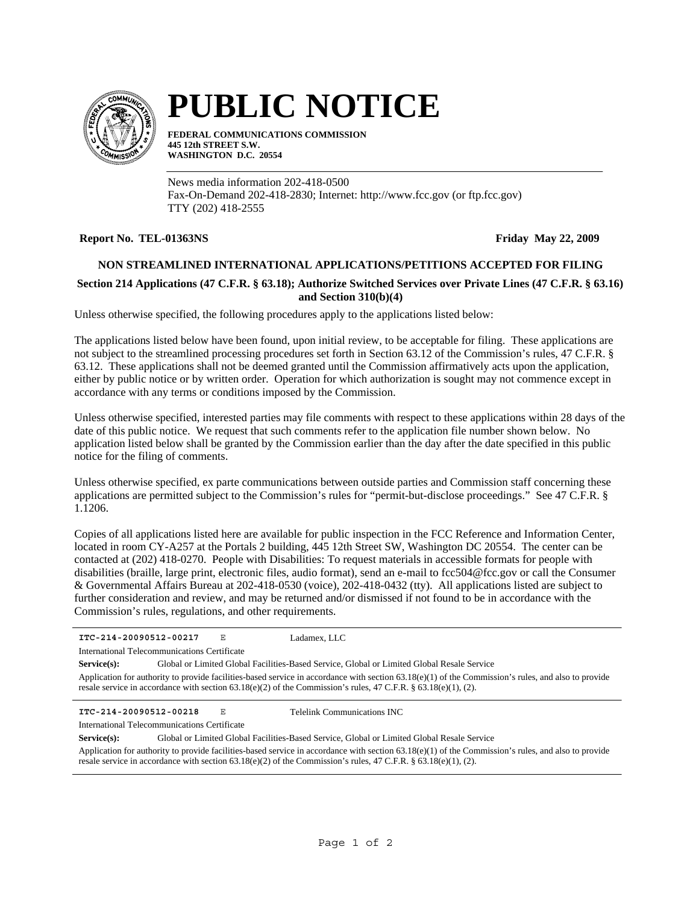# PUBLIC NOTICE

**FEDERAL COMMUNICATIONS COMMISSION**
**445 12th STREET S.W.**
**WASHINGTON D.C. 20554**

News media information 202-418-0500
Fax-On-Demand 202-418-2830; Internet: http://www.fcc.gov (or ftp.fcc.gov)
TTY (202) 418-2555

**Report No. TEL-01363NS** **Friday May 22, 2009**

**NON STREAMLINED INTERNATIONAL APPLICATIONS/PETITIONS ACCEPTED FOR FILING**

**Section 214 Applications (47 C.F.R. § 63.18); Authorize Switched Services over Private Lines (47 C.F.R. § 63.16) and Section 310(b)(4)**

Unless otherwise specified, the following procedures apply to the applications listed below:

The applications listed below have been found, upon initial review, to be acceptable for filing. These applications are not subject to the streamlined processing procedures set forth in Section 63.12 of the Commission's rules, 47 C.F.R. § 63.12. These applications shall not be deemed granted until the Commission affirmatively acts upon the application, either by public notice or by written order. Operation for which authorization is sought may not commence except in accordance with any terms or conditions imposed by the Commission.

Unless otherwise specified, interested parties may file comments with respect to these applications within 28 days of the date of this public notice. We request that such comments refer to the application file number shown below. No application listed below shall be granted by the Commission earlier than the day after the date specified in this public notice for the filing of comments.

Unless otherwise specified, ex parte communications between outside parties and Commission staff concerning these applications are permitted subject to the Commission's rules for "permit-but-disclose proceedings." See 47 C.F.R. § 1.1206.

Copies of all applications listed here are available for public inspection in the FCC Reference and Information Center, located in room CY-A257 at the Portals 2 building, 445 12th Street SW, Washington DC 20554. The center can be contacted at (202) 418-0270. People with Disabilities: To request materials in accessible formats for people with disabilities (braille, large print, electronic files, audio format), send an e-mail to fcc504@fcc.gov or call the Consumer & Governmental Affairs Bureau at 202-418-0530 (voice), 202-418-0432 (tty). All applications listed are subject to further consideration and review, and may be returned and/or dismissed if not found to be in accordance with the Commission's rules, regulations, and other requirements.

---

**ITC-214-20090512-00217** E Ladamex, LLC

International Telecommunications Certificate

**Service(s):** Global or Limited Global Facilities-Based Service, Global or Limited Global Resale Service

Application for authority to provide facilities-based service in accordance with section 63.18(e)(1) of the Commission's rules, and also to provide resale service in accordance with section 63.18(e)(2) of the Commission's rules, 47 C.F.R. § 63.18(e)(1), (2).

---

**ITC-214-20090512-00218** E Telelink Communications INC

International Telecommunications Certificate

**Service(s):** Global or Limited Global Facilities-Based Service, Global or Limited Global Resale Service

Application for authority to provide facilities-based service in accordance with section 63.18(e)(1) of the Commission's rules, and also to provide resale service in accordance with section 63.18(e)(2) of the Commission's rules, 47 C.F.R. § 63.18(e)(1), (2).

---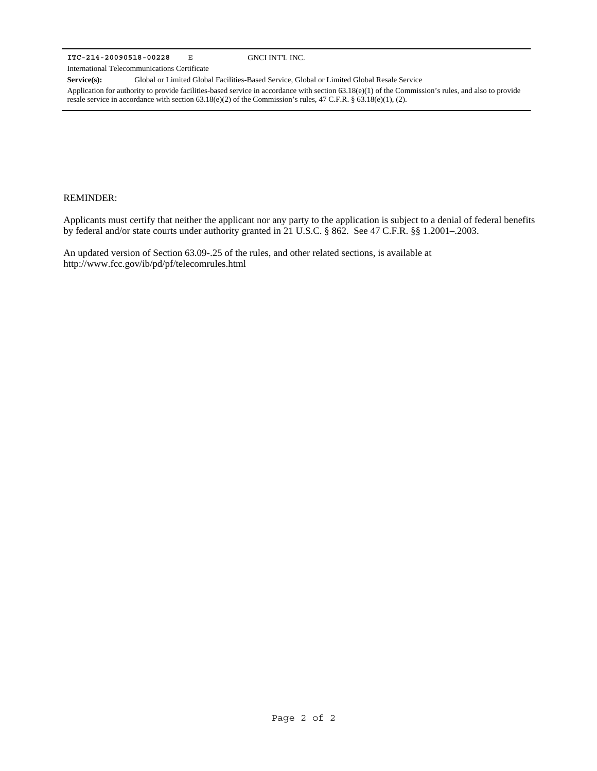**ITC-214-20090518-00228** E GNCI INT'L INC.

International Telecommunications Certificate

**Service(s):** Global or Limited Global Facilities-Based Service, Global or Limited Global Resale Service

Application for authority to provide facilities-based service in accordance with section 63.18(e)(1) of the Commission's rules, and also to provide resale service in accordance with section 63.18(e)(2) of the Commission's rules, 47 C.F.R. § 63.18(e)(1), (2).

REMINDER:

Applicants must certify that neither the applicant nor any party to the application is subject to a denial of federal benefits by federal and/or state courts under authority granted in 21 U.S.C. § 862. See 47 C.F.R. §§ 1.2001–.2003.

An updated version of Section 63.09-.25 of the rules, and other related sections, is available at http://www.fcc.gov/ib/pd/pf/telecomrules.html